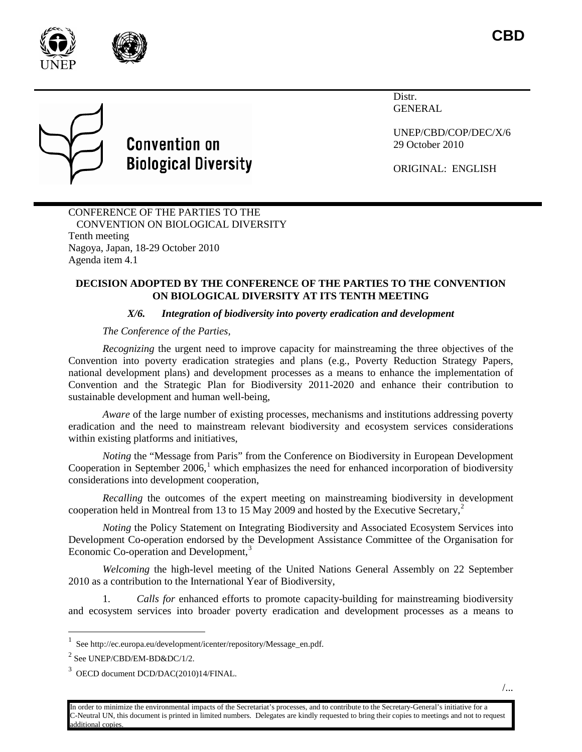**CBD**

UNEP

**Convention on Biological Diversity**

Distr.
GENERAL

UNEP/CBD/COP/DEC/X/6
29 October 2010

ORIGINAL: ENGLISH

CONFERENCE OF THE PARTIES TO THE
CONVENTION ON BIOLOGICAL DIVERSITY
Tenth meeting
Nagoya, Japan, 18-29 October 2010
Agenda item 4.1

**DECISION ADOPTED BY THE CONFERENCE OF THE PARTIES TO THE CONVENTION ON BIOLOGICAL DIVERSITY AT ITS TENTH MEETING**

***X/6. Integration of biodiversity into poverty eradication and development***

*The Conference of the Parties,*

*Recognizing* the urgent need to improve capacity for mainstreaming the three objectives of the Convention into poverty eradication strategies and plans (e.g., Poverty Reduction Strategy Papers, national development plans) and development processes as a means to enhance the implementation of Convention and the Strategic Plan for Biodiversity 2011-2020 and enhance their contribution to sustainable development and human well-being,

*Aware* of the large number of existing processes, mechanisms and institutions addressing poverty eradication and the need to mainstream relevant biodiversity and ecosystem services considerations within existing platforms and initiatives,

*Noting* the "Message from Paris" from the Conference on Biodiversity in European Development Cooperation in September 2006,[1] which emphasizes the need for enhanced incorporation of biodiversity considerations into development cooperation,

*Recalling* the outcomes of the expert meeting on mainstreaming biodiversity in development cooperation held in Montreal from 13 to 15 May 2009 and hosted by the Executive Secretary,[2]

*Noting* the Policy Statement on Integrating Biodiversity and Associated Ecosystem Services into Development Co-operation endorsed by the Development Assistance Committee of the Organisation for Economic Co-operation and Development,[3]

*Welcoming* the high-level meeting of the United Nations General Assembly on 22 September 2010 as a contribution to the International Year of Biodiversity,

1. *Calls for* enhanced efforts to promote capacity-building for mainstreaming biodiversity and ecosystem services into broader poverty eradication and development processes as a means to

[1] See http://ec.europa.eu/development/icenter/repository/Message_en.pdf.

[2] See UNEP/CBD/EM-BD&DC/1/2.

[3] OECD document DCD/DAC(2010)14/FINAL.

/...

In order to minimize the environmental impacts of the Secretariat's processes, and to contribute to the Secretary-General's initiative for a C-Neutral UN, this document is printed in limited numbers. Delegates are kindly requested to bring their copies to meetings and not to request additional copies.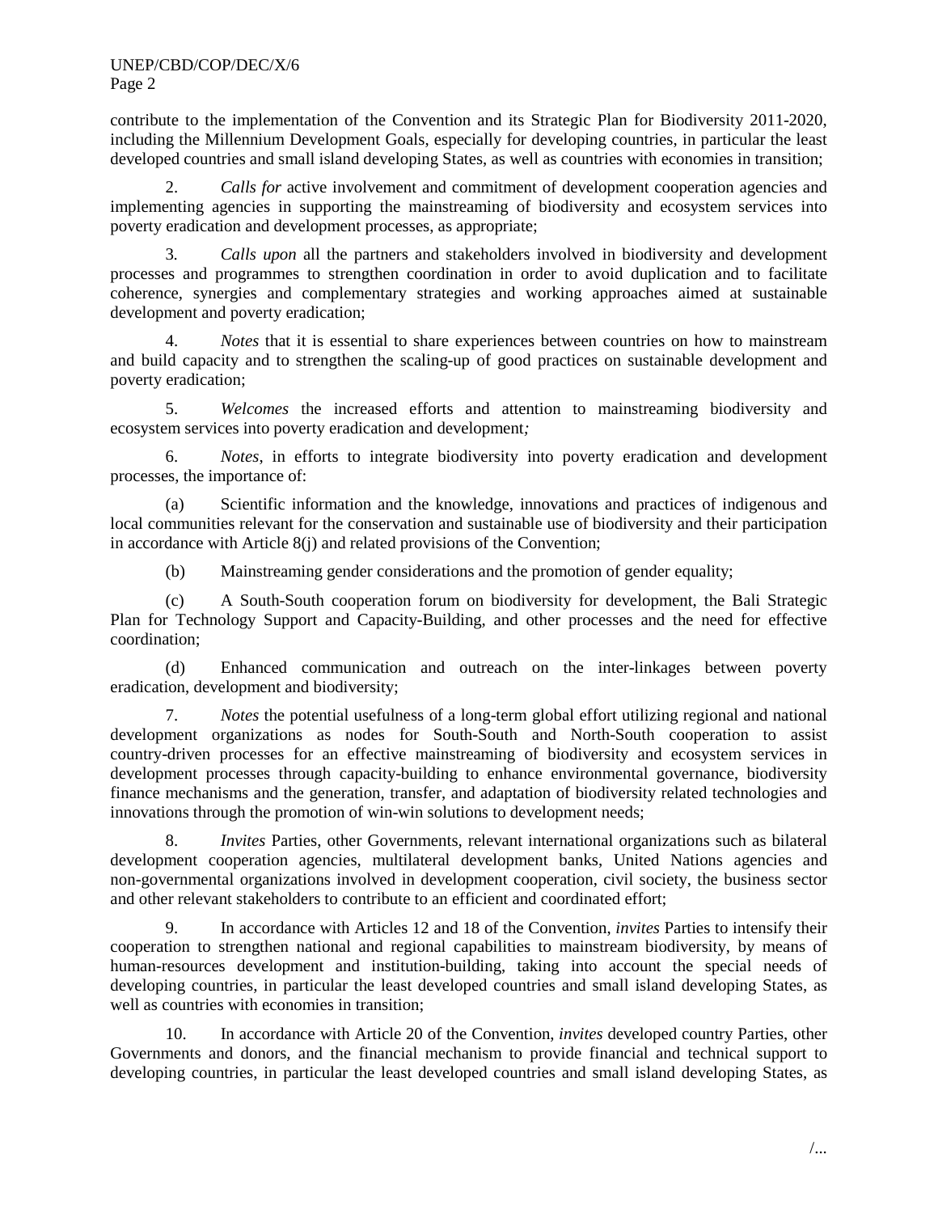contribute to the implementation of the Convention and its Strategic Plan for Biodiversity 2011-2020, including the Millennium Development Goals, especially for developing countries, in particular the least developed countries and small island developing States, as well as countries with economies in transition;

2. *Calls for* active involvement and commitment of development cooperation agencies and implementing agencies in supporting the mainstreaming of biodiversity and ecosystem services into poverty eradication and development processes, as appropriate;

3. *Calls upon* all the partners and stakeholders involved in biodiversity and development processes and programmes to strengthen coordination in order to avoid duplication and to facilitate coherence, synergies and complementary strategies and working approaches aimed at sustainable development and poverty eradication;

4. *Notes* that it is essential to share experiences between countries on how to mainstream and build capacity and to strengthen the scaling-up of good practices on sustainable development and poverty eradication;

5. *Welcomes* the increased efforts and attention to mainstreaming biodiversity and ecosystem services into poverty eradication and development*;*

6. *Notes*, in efforts to integrate biodiversity into poverty eradication and development processes, the importance of:

(a) Scientific information and the knowledge, innovations and practices of indigenous and local communities relevant for the conservation and sustainable use of biodiversity and their participation in accordance with Article 8(j) and related provisions of the Convention;

(b) Mainstreaming gender considerations and the promotion of gender equality;

(c) A South-South cooperation forum on biodiversity for development, the Bali Strategic Plan for Technology Support and Capacity-Building, and other processes and the need for effective coordination;

(d) Enhanced communication and outreach on the inter-linkages between poverty eradication, development and biodiversity;

7. *Notes* the potential usefulness of a long-term global effort utilizing regional and national development organizations as nodes for South-South and North-South cooperation to assist country-driven processes for an effective mainstreaming of biodiversity and ecosystem services in development processes through capacity-building to enhance environmental governance, biodiversity finance mechanisms and the generation, transfer, and adaptation of biodiversity related technologies and innovations through the promotion of win-win solutions to development needs;

8. *Invites* Parties, other Governments, relevant international organizations such as bilateral development cooperation agencies, multilateral development banks, United Nations agencies and non-governmental organizations involved in development cooperation, civil society, the business sector and other relevant stakeholders to contribute to an efficient and coordinated effort;

9. In accordance with Articles 12 and 18 of the Convention, *invites* Parties to intensify their cooperation to strengthen national and regional capabilities to mainstream biodiversity, by means of human-resources development and institution-building, taking into account the special needs of developing countries, in particular the least developed countries and small island developing States, as well as countries with economies in transition;

10. In accordance with Article 20 of the Convention, *invites* developed country Parties, other Governments and donors, and the financial mechanism to provide financial and technical support to developing countries, in particular the least developed countries and small island developing States, as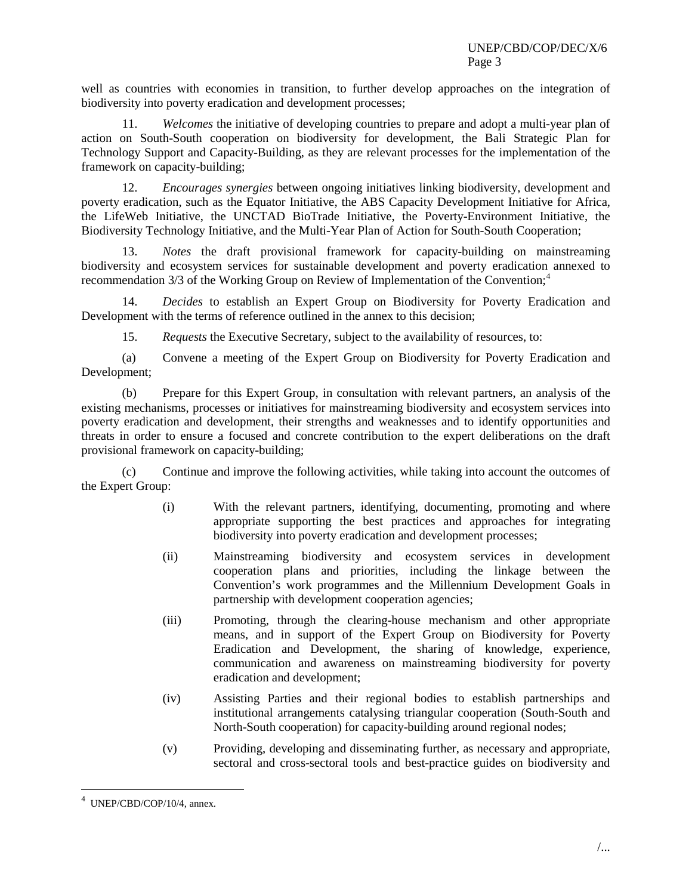well as countries with economies in transition, to further develop approaches on the integration of biodiversity into poverty eradication and development processes;

11. *Welcomes* the initiative of developing countries to prepare and adopt a multi-year plan of action on South-South cooperation on biodiversity for development, the Bali Strategic Plan for Technology Support and Capacity-Building, as they are relevant processes for the implementation of the framework on capacity-building;

12. *Encourages synergies* between ongoing initiatives linking biodiversity, development and poverty eradication, such as the Equator Initiative, the ABS Capacity Development Initiative for Africa, the LifeWeb Initiative, the UNCTAD BioTrade Initiative, the Poverty-Environment Initiative, the Biodiversity Technology Initiative, and the Multi-Year Plan of Action for South-South Cooperation;

13. *Notes* the draft provisional framework for capacity-building on mainstreaming biodiversity and ecosystem services for sustainable development and poverty eradication annexed to recommendation 3/3 of the Working Group on Review of Implementation of the Convention;[4]

14. *Decides* to establish an Expert Group on Biodiversity for Poverty Eradication and Development with the terms of reference outlined in the annex to this decision;

15. *Requests* the Executive Secretary, subject to the availability of resources, to:

(a) Convene a meeting of the Expert Group on Biodiversity for Poverty Eradication and Development;

(b) Prepare for this Expert Group, in consultation with relevant partners, an analysis of the existing mechanisms, processes or initiatives for mainstreaming biodiversity and ecosystem services into poverty eradication and development, their strengths and weaknesses and to identify opportunities and threats in order to ensure a focused and concrete contribution to the expert deliberations on the draft provisional framework on capacity-building;

(c) Continue and improve the following activities, while taking into account the outcomes of the Expert Group:

(i) With the relevant partners, identifying, documenting, promoting and where appropriate supporting the best practices and approaches for integrating biodiversity into poverty eradication and development processes;

(ii) Mainstreaming biodiversity and ecosystem services in development cooperation plans and priorities, including the linkage between the Convention's work programmes and the Millennium Development Goals in partnership with development cooperation agencies;

(iii) Promoting, through the clearing-house mechanism and other appropriate means, and in support of the Expert Group on Biodiversity for Poverty Eradication and Development, the sharing of knowledge, experience, communication and awareness on mainstreaming biodiversity for poverty eradication and development;

(iv) Assisting Parties and their regional bodies to establish partnerships and institutional arrangements catalysing triangular cooperation (South-South and North-South cooperation) for capacity-building around regional nodes;

(v) Providing, developing and disseminating further, as necessary and appropriate, sectoral and cross-sectoral tools and best-practice guides on biodiversity and

---

[4] UNEP/CBD/COP/10/4, annex.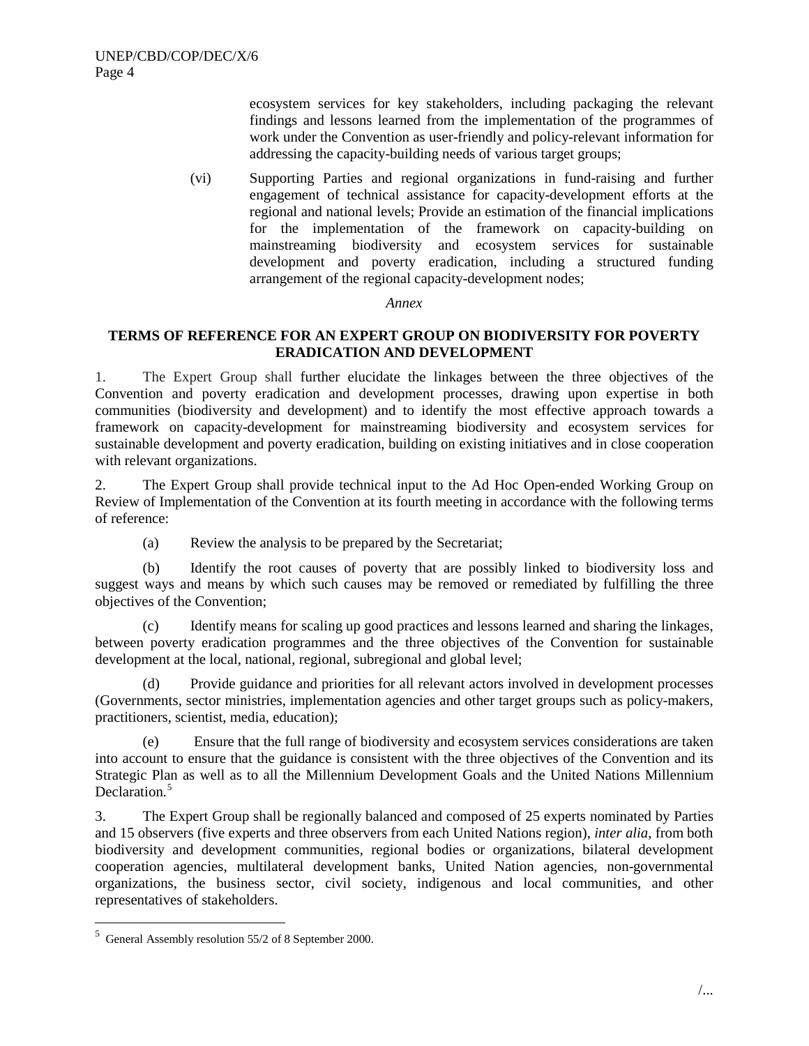ecosystem services for key stakeholders, including packaging the relevant findings and lessons learned from the implementation of the programmes of work under the Convention as user-friendly and policy-relevant information for addressing the capacity-building needs of various target groups;

(vi) Supporting Parties and regional organizations in fund-raising and further engagement of technical assistance for capacity-development efforts at the regional and national levels; Provide an estimation of the financial implications for the implementation of the framework on capacity-building on mainstreaming biodiversity and ecosystem services for sustainable development and poverty eradication, including a structured funding arrangement of the regional capacity-development nodes;

*Annex*

**TERMS OF REFERENCE FOR AN EXPERT GROUP ON BIODIVERSITY FOR POVERTY ERADICATION AND DEVELOPMENT**

1. The Expert Group shall further elucidate the linkages between the three objectives of the Convention and poverty eradication and development processes, drawing upon expertise in both communities (biodiversity and development) and to identify the most effective approach towards a framework on capacity-development for mainstreaming biodiversity and ecosystem services for sustainable development and poverty eradication, building on existing initiatives and in close cooperation with relevant organizations.

2. The Expert Group shall provide technical input to the Ad Hoc Open-ended Working Group on Review of Implementation of the Convention at its fourth meeting in accordance with the following terms of reference:

(a) Review the analysis to be prepared by the Secretariat;

(b) Identify the root causes of poverty that are possibly linked to biodiversity loss and suggest ways and means by which such causes may be removed or remediated by fulfilling the three objectives of the Convention;

(c) Identify means for scaling up good practices and lessons learned and sharing the linkages, between poverty eradication programmes and the three objectives of the Convention for sustainable development at the local, national, regional, subregional and global level;

(d) Provide guidance and priorities for all relevant actors involved in development processes (Governments, sector ministries, implementation agencies and other target groups such as policy-makers, practitioners, scientist, media, education);

(e) Ensure that the full range of biodiversity and ecosystem services considerations are taken into account to ensure that the guidance is consistent with the three objectives of the Convention and its Strategic Plan as well as to all the Millennium Development Goals and the United Nations Millennium Declaration.[5]

3. The Expert Group shall be regionally balanced and composed of 25 experts nominated by Parties and 15 observers (five experts and three observers from each United Nations region), *inter alia*, from both biodiversity and development communities, regional bodies or organizations, bilateral development cooperation agencies, multilateral development banks, United Nation agencies, non-governmental organizations, the business sector, civil society, indigenous and local communities, and other representatives of stakeholders.

[5] General Assembly resolution 55/2 of 8 September 2000.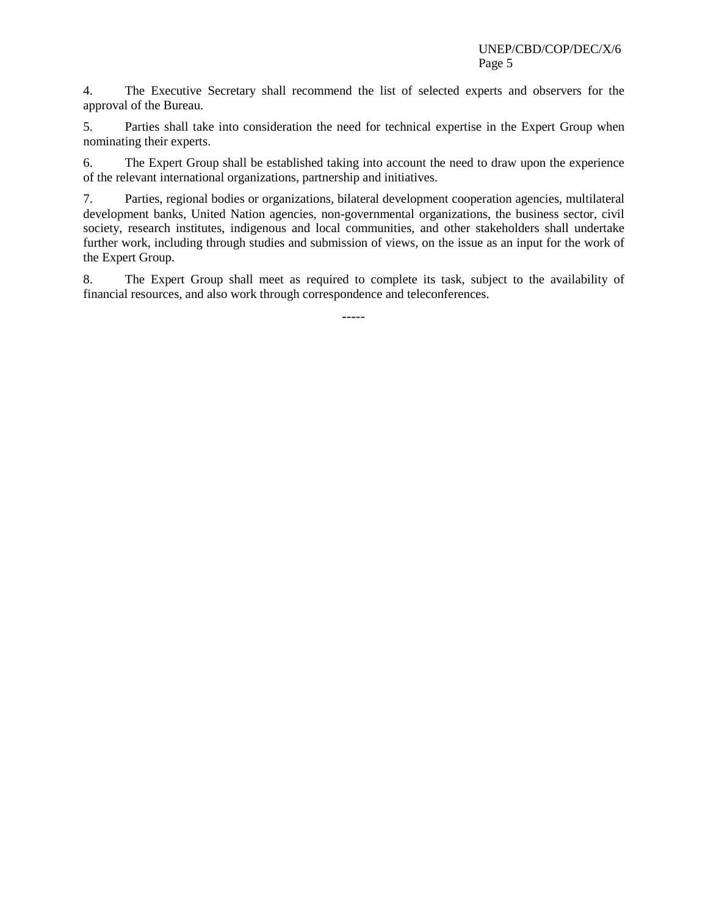4. The Executive Secretary shall recommend the list of selected experts and observers for the approval of the Bureau.

5. Parties shall take into consideration the need for technical expertise in the Expert Group when nominating their experts.

6. The Expert Group shall be established taking into account the need to draw upon the experience of the relevant international organizations, partnership and initiatives.

7. Parties, regional bodies or organizations, bilateral development cooperation agencies, multilateral development banks, United Nation agencies, non-governmental organizations, the business sector, civil society, research institutes, indigenous and local communities, and other stakeholders shall undertake further work, including through studies and submission of views, on the issue as an input for the work of the Expert Group.

8. The Expert Group shall meet as required to complete its task, subject to the availability of financial resources, and also work through correspondence and teleconferences.

-----